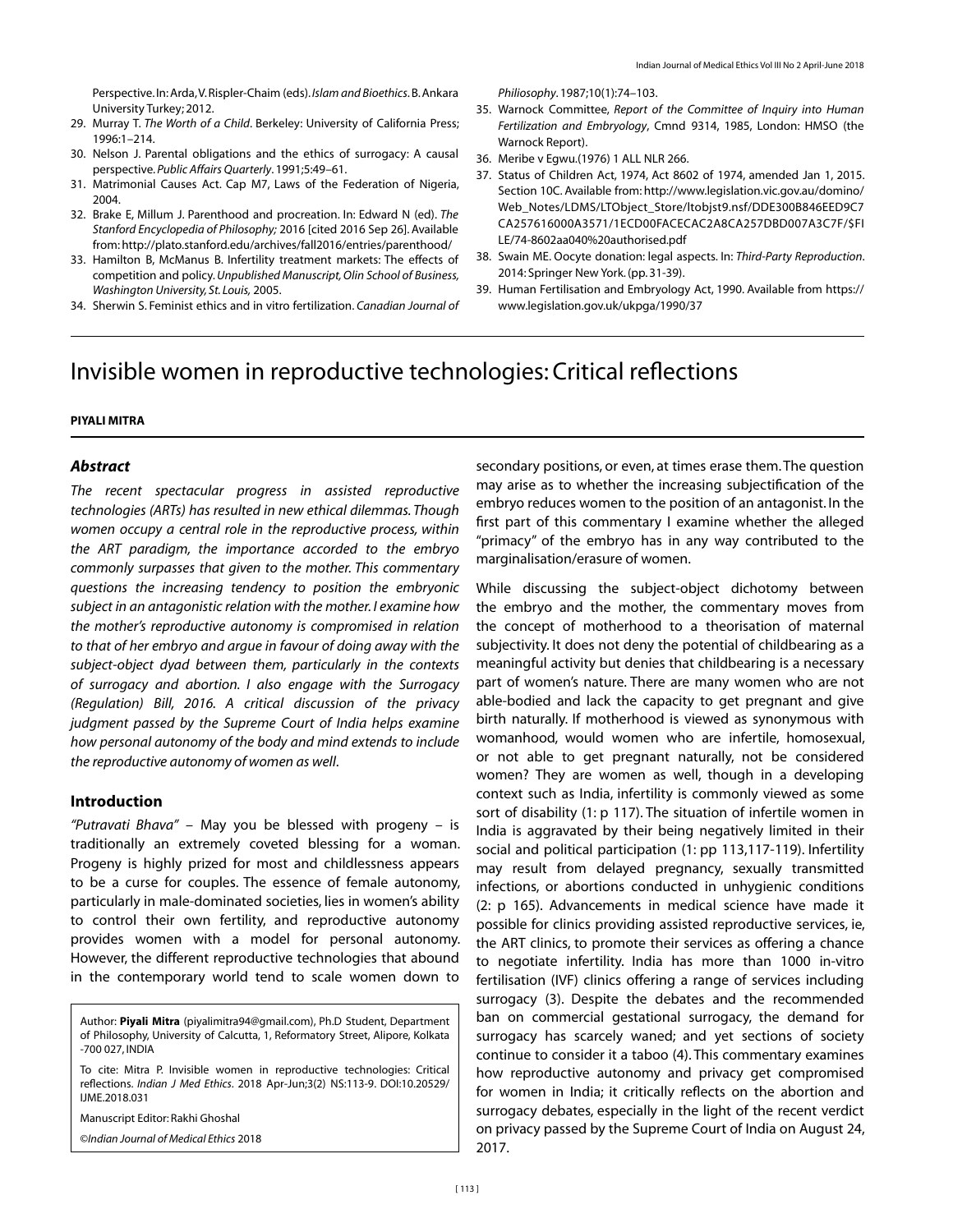Perspective. In: Arda, V. Rispler-Chaim (eds). *Islam and Bioethics*. B. Ankara University Turkey; 2012.

29. Murray T. *The Worth of a Child*. Berkeley: University of California Press; 1996:1–214.
30. Nelson J. Parental obligations and the ethics of surrogacy: A causal perspective. *Public Affairs Quarterly*. 1991;5:49–61.
31. Matrimonial Causes Act. Cap M7, Laws of the Federation of Nigeria, 2004.
32. Brake E, Millum J. Parenthood and procreation. In: Edward N (ed). *The Stanford Encyclopedia of Philosophy;* 2016 [cited 2016 Sep 26]. Available from: http://plato.stanford.edu/archives/fall2016/entries/parenthood/
33. Hamilton B, McManus B. Infertility treatment markets: The effects of competition and policy. *Unpublished Manuscript, Olin School of Business, Washington University, St. Louis,* 2005.
34. Sherwin S. Feminist ethics and in vitro fertilization. *Canadian Journal of Philiosophy*. 1987;10(1):74–103.
35. Warnock Committee, *Report of the Committee of Inquiry into Human Fertilization and Embryology*, Cmnd 9314, 1985, London: HMSO (the Warnock Report).
36. Meribe v Egwu.(1976) 1 ALL NLR 266.
37. Status of Children Act, 1974, Act 8602 of 1974, amended Jan 1, 2015. Section 10C. Available from: http://www.legislation.vic.gov.au/domino/Web_Notes/LDMS/LTObject_Store/ltobjst9.nsf/DDE300B846EED9C7CA257616000A3571/1ECD00FACECAC2A8CA257DBD007A3C7F/$FILE/74-8602aa040%20authorised.pdf
38. Swain ME. Oocyte donation: legal aspects. In: *Third-Party Reproduction*. 2014: Springer New York. (pp. 31-39).
39. Human Fertilisation and Embryology Act, 1990. Available from https://www.legislation.gov.uk/ukpga/1990/37

# Invisible women in reproductive technologies: Critical reflections

**PIYALI MITRA**

### *Abstract*

*The recent spectacular progress in assisted reproductive technologies (ARTs) has resulted in new ethical dilemmas. Though women occupy a central role in the reproductive process, within the ART paradigm, the importance accorded to the embryo commonly surpasses that given to the mother. This commentary questions the increasing tendency to position the embryonic subject in an antagonistic relation with the mother. I examine how the mother's reproductive autonomy is compromised in relation to that of her embryo and argue in favour of doing away with the subject-object dyad between them, particularly in the contexts of surrogacy and abortion. I also engage with the Surrogacy (Regulation) Bill, 2016. A critical discussion of the privacy judgment passed by the Supreme Court of India helps examine how personal autonomy of the body and mind extends to include the reproductive autonomy of women as well*.

Author: **Piyali Mitra** (piyalimitra94@gmail.com), Ph.D Student, Department of Philosophy, University of Calcutta, 1, Reformatory Street, Alipore, Kolkata -700 027, INDIA

To cite: Mitra P. Invisible women in reproductive technologies: Critical reflections. *Indian J Med Ethics*. 2018 Apr-Jun;3(2) NS:113-9. DOI:10.20529/IJME.2018.031

Manuscript Editor: Rakhi Ghoshal

*©Indian Journal of Medical Ethics* 2018

### Introduction

*"Putravati Bhava"* – May you be blessed with progeny – is traditionally an extremely coveted blessing for a woman. Progeny is highly prized for most and childlessness appears to be a curse for couples. The essence of female autonomy, particularly in male-dominated societies, lies in women's ability to control their own fertility, and reproductive autonomy provides women with a model for personal autonomy. However, the different reproductive technologies that abound in the contemporary world tend to scale women down to secondary positions, or even, at times erase them. The question may arise as to whether the increasing subjectification of the embryo reduces women to the position of an antagonist. In the first part of this commentary I examine whether the alleged "primacy" of the embryo has in any way contributed to the marginalisation/erasure of women.

While discussing the subject-object dichotomy between the embryo and the mother, the commentary moves from the concept of motherhood to a theorisation of maternal subjectivity. It does not deny the potential of childbearing as a meaningful activity but denies that childbearing is a necessary part of women's nature. There are many women who are not able-bodied and lack the capacity to get pregnant and give birth naturally. If motherhood is viewed as synonymous with womanhood, would women who are infertile, homosexual, or not able to get pregnant naturally, not be considered women? They are women as well, though in a developing context such as India, infertility is commonly viewed as some sort of disability (1: p 117). The situation of infertile women in India is aggravated by their being negatively limited in their social and political participation (1: pp 113,117-119). Infertility may result from delayed pregnancy, sexually transmitted infections, or abortions conducted in unhygienic conditions (2: p 165). Advancements in medical science have made it possible for clinics providing assisted reproductive services, ie, the ART clinics, to promote their services as offering a chance to negotiate infertility. India has more than 1000 in-vitro fertilisation (IVF) clinics offering a range of services including surrogacy (3). Despite the debates and the recommended ban on commercial gestational surrogacy, the demand for surrogacy has scarcely waned; and yet sections of society continue to consider it a taboo (4). This commentary examines how reproductive autonomy and privacy get compromised for women in India; it critically reflects on the abortion and surrogacy debates, especially in the light of the recent verdict on privacy passed by the Supreme Court of India on August 24, 2017.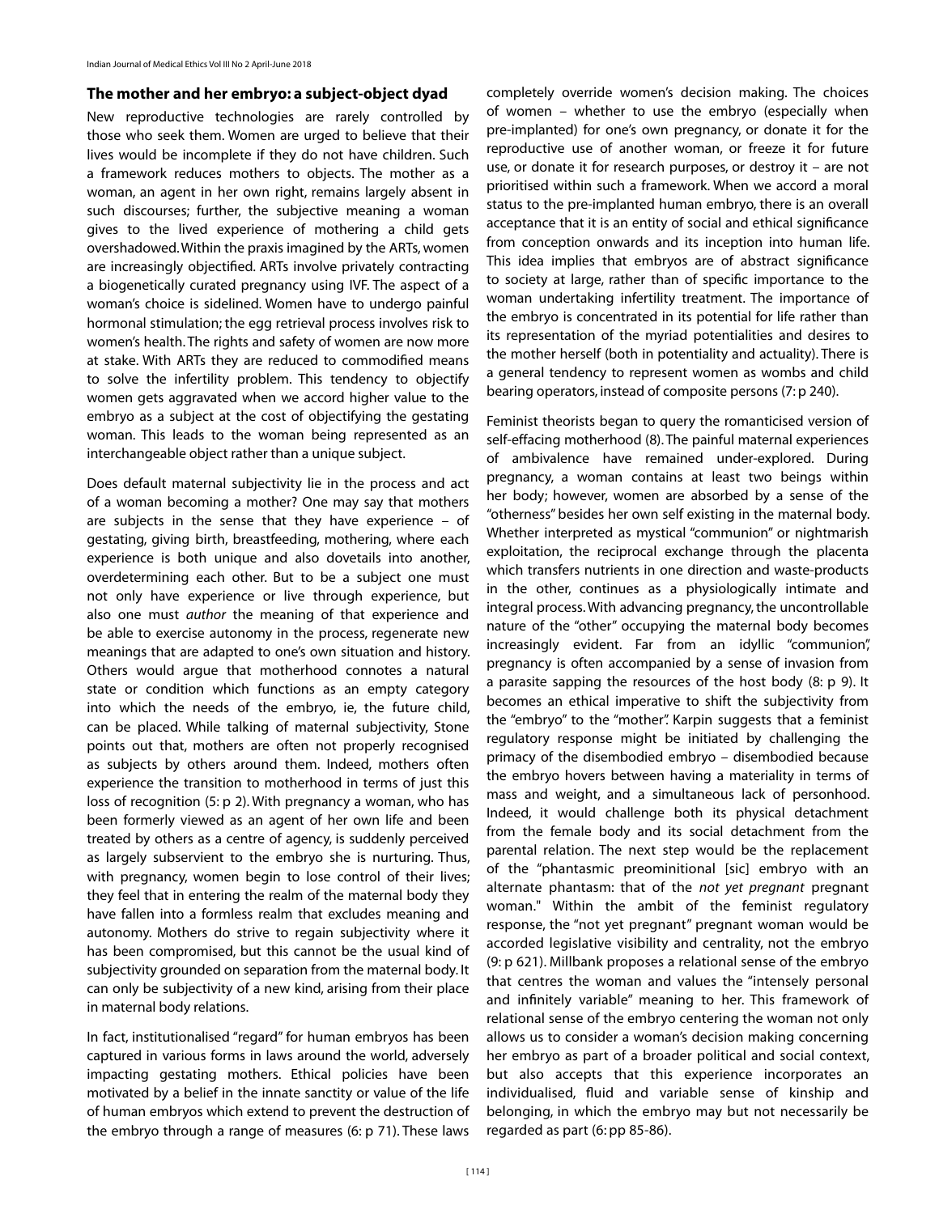## The mother and her embryo: a subject-object dyad

New reproductive technologies are rarely controlled by those who seek them. Women are urged to believe that their lives would be incomplete if they do not have children. Such a framework reduces mothers to objects. The mother as a woman, an agent in her own right, remains largely absent in such discourses; further, the subjective meaning a woman gives to the lived experience of mothering a child gets overshadowed. Within the praxis imagined by the ARTs, women are increasingly objectified. ARTs involve privately contracting a biogenetically curated pregnancy using IVF. The aspect of a woman's choice is sidelined. Women have to undergo painful hormonal stimulation; the egg retrieval process involves risk to women's health. The rights and safety of women are now more at stake. With ARTs they are reduced to commodified means to solve the infertility problem. This tendency to objectify women gets aggravated when we accord higher value to the embryo as a subject at the cost of objectifying the gestating woman. This leads to the woman being represented as an interchangeable object rather than a unique subject.

Does default maternal subjectivity lie in the process and act of a woman becoming a mother? One may say that mothers are subjects in the sense that they have experience – of gestating, giving birth, breastfeeding, mothering, where each experience is both unique and also dovetails into another, overdetermining each other. But to be a subject one must not only have experience or live through experience, but also one must *author* the meaning of that experience and be able to exercise autonomy in the process, regenerate new meanings that are adapted to one's own situation and history. Others would argue that motherhood connotes a natural state or condition which functions as an empty category into which the needs of the embryo, ie, the future child, can be placed. While talking of maternal subjectivity, Stone points out that, mothers are often not properly recognised as subjects by others around them. Indeed, mothers often experience the transition to motherhood in terms of just this loss of recognition (5: p 2). With pregnancy a woman, who has been formerly viewed as an agent of her own life and been treated by others as a centre of agency, is suddenly perceived as largely subservient to the embryo she is nurturing. Thus, with pregnancy, women begin to lose control of their lives; they feel that in entering the realm of the maternal body they have fallen into a formless realm that excludes meaning and autonomy. Mothers do strive to regain subjectivity where it has been compromised, but this cannot be the usual kind of subjectivity grounded on separation from the maternal body. It can only be subjectivity of a new kind, arising from their place in maternal body relations.

In fact, institutionalised "regard" for human embryos has been captured in various forms in laws around the world, adversely impacting gestating mothers. Ethical policies have been motivated by a belief in the innate sanctity or value of the life of human embryos which extend to prevent the destruction of the embryo through a range of measures (6: p 71). These laws completely override women's decision making. The choices of women – whether to use the embryo (especially when pre-implanted) for one's own pregnancy, or donate it for the reproductive use of another woman, or freeze it for future use, or donate it for research purposes, or destroy it – are not prioritised within such a framework. When we accord a moral status to the pre-implanted human embryo, there is an overall acceptance that it is an entity of social and ethical significance from conception onwards and its inception into human life. This idea implies that embryos are of abstract significance to society at large, rather than of specific importance to the woman undertaking infertility treatment. The importance of the embryo is concentrated in its potential for life rather than its representation of the myriad potentialities and desires to the mother herself (both in potentiality and actuality). There is a general tendency to represent women as wombs and child bearing operators, instead of composite persons (7: p 240).

Feminist theorists began to query the romanticised version of self-effacing motherhood (8). The painful maternal experiences of ambivalence have remained under-explored. During pregnancy, a woman contains at least two beings within her body; however, women are absorbed by a sense of the "otherness" besides her own self existing in the maternal body. Whether interpreted as mystical "communion" or nightmarish exploitation, the reciprocal exchange through the placenta which transfers nutrients in one direction and waste-products in the other, continues as a physiologically intimate and integral process. With advancing pregnancy, the uncontrollable nature of the "other" occupying the maternal body becomes increasingly evident. Far from an idyllic "communion", pregnancy is often accompanied by a sense of invasion from a parasite sapping the resources of the host body (8: p 9). It becomes an ethical imperative to shift the subjectivity from the "embryo" to the "mother". Karpin suggests that a feminist regulatory response might be initiated by challenging the primacy of the disembodied embryo – disembodied because the embryo hovers between having a materiality in terms of mass and weight, and a simultaneous lack of personhood. Indeed, it would challenge both its physical detachment from the female body and its social detachment from the parental relation. The next step would be the replacement of the "phantasmic preominitional [sic] embryo with an alternate phantasm: that of the *not yet pregnant* pregnant woman." Within the ambit of the feminist regulatory response, the "not yet pregnant" pregnant woman would be accorded legislative visibility and centrality, not the embryo (9: p 621). Millbank proposes a relational sense of the embryo that centres the woman and values the "intensely personal and infinitely variable" meaning to her. This framework of relational sense of the embryo centering the woman not only allows us to consider a woman's decision making concerning her embryo as part of a broader political and social context, but also accepts that this experience incorporates an individualised, fluid and variable sense of kinship and belonging, in which the embryo may but not necessarily be regarded as part (6: pp 85-86).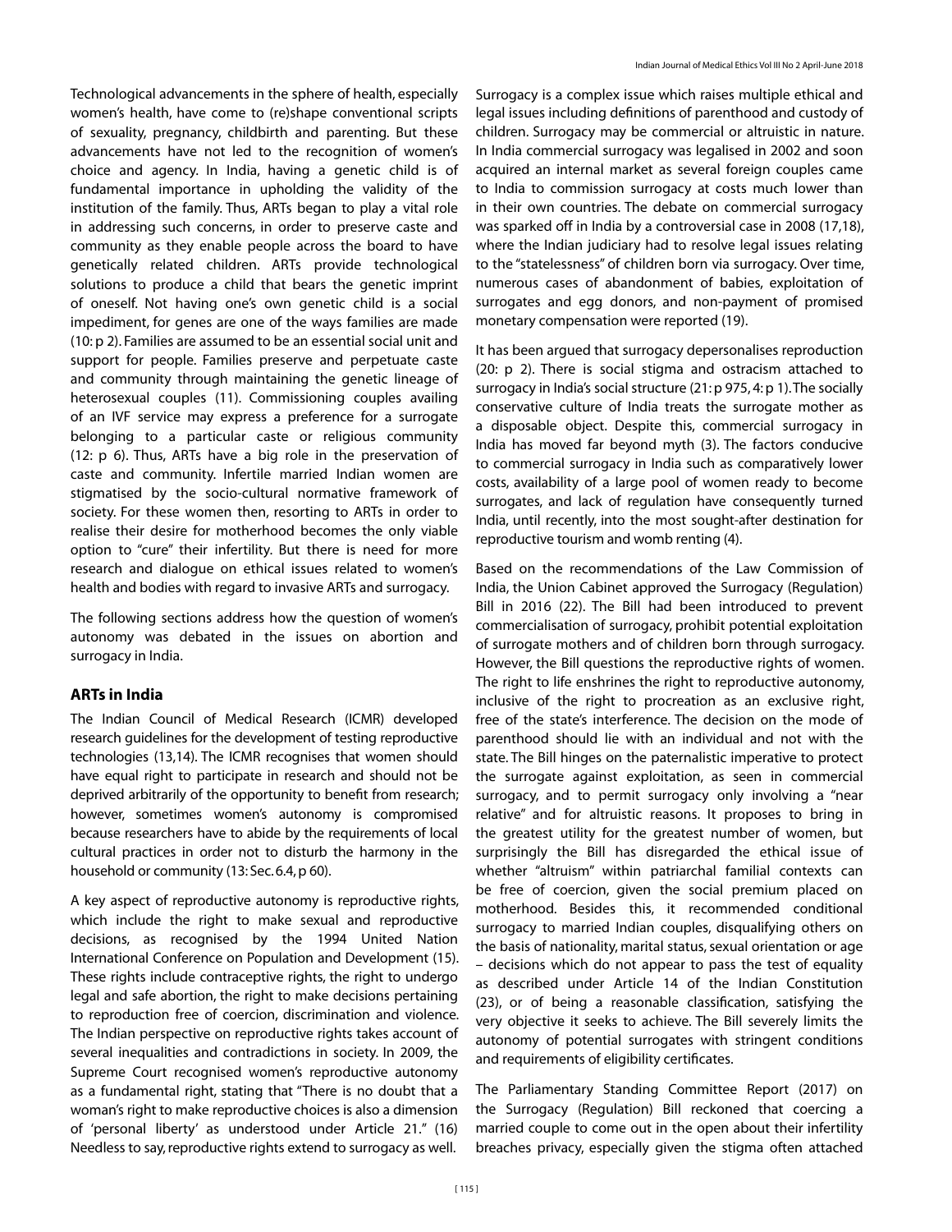Technological advancements in the sphere of health, especially women's health, have come to (re)shape conventional scripts of sexuality, pregnancy, childbirth and parenting. But these advancements have not led to the recognition of women's choice and agency. In India, having a genetic child is of fundamental importance in upholding the validity of the institution of the family. Thus, ARTs began to play a vital role in addressing such concerns, in order to preserve caste and community as they enable people across the board to have genetically related children. ARTs provide technological solutions to produce a child that bears the genetic imprint of oneself. Not having one's own genetic child is a social impediment, for genes are one of the ways families are made (10: p 2). Families are assumed to be an essential social unit and support for people. Families preserve and perpetuate caste and community through maintaining the genetic lineage of heterosexual couples (11). Commissioning couples availing of an IVF service may express a preference for a surrogate belonging to a particular caste or religious community (12: p 6). Thus, ARTs have a big role in the preservation of caste and community. Infertile married Indian women are stigmatised by the socio-cultural normative framework of society. For these women then, resorting to ARTs in order to realise their desire for motherhood becomes the only viable option to "cure" their infertility. But there is need for more research and dialogue on ethical issues related to women's health and bodies with regard to invasive ARTs and surrogacy.

The following sections address how the question of women's autonomy was debated in the issues on abortion and surrogacy in India.

## ARTs in India

The Indian Council of Medical Research (ICMR) developed research guidelines for the development of testing reproductive technologies (13,14). The ICMR recognises that women should have equal right to participate in research and should not be deprived arbitrarily of the opportunity to benefit from research; however, sometimes women's autonomy is compromised because researchers have to abide by the requirements of local cultural practices in order not to disturb the harmony in the household or community (13: Sec. 6.4, p 60).

A key aspect of reproductive autonomy is reproductive rights, which include the right to make sexual and reproductive decisions, as recognised by the 1994 United Nation International Conference on Population and Development (15). These rights include contraceptive rights, the right to undergo legal and safe abortion, the right to make decisions pertaining to reproduction free of coercion, discrimination and violence. The Indian perspective on reproductive rights takes account of several inequalities and contradictions in society. In 2009, the Supreme Court recognised women's reproductive autonomy as a fundamental right, stating that "There is no doubt that a woman's right to make reproductive choices is also a dimension of 'personal liberty' as understood under Article 21." (16) Needless to say, reproductive rights extend to surrogacy as well.

Surrogacy is a complex issue which raises multiple ethical and legal issues including definitions of parenthood and custody of children. Surrogacy may be commercial or altruistic in nature. In India commercial surrogacy was legalised in 2002 and soon acquired an internal market as several foreign couples came to India to commission surrogacy at costs much lower than in their own countries. The debate on commercial surrogacy was sparked off in India by a controversial case in 2008 (17,18), where the Indian judiciary had to resolve legal issues relating to the "statelessness" of children born via surrogacy. Over time, numerous cases of abandonment of babies, exploitation of surrogates and egg donors, and non-payment of promised monetary compensation were reported (19).

It has been argued that surrogacy depersonalises reproduction (20: p 2). There is social stigma and ostracism attached to surrogacy in India's social structure (21: p 975, 4: p 1). The socially conservative culture of India treats the surrogate mother as a disposable object. Despite this, commercial surrogacy in India has moved far beyond myth (3). The factors conducive to commercial surrogacy in India such as comparatively lower costs, availability of a large pool of women ready to become surrogates, and lack of regulation have consequently turned India, until recently, into the most sought-after destination for reproductive tourism and womb renting (4).

Based on the recommendations of the Law Commission of India, the Union Cabinet approved the Surrogacy (Regulation) Bill in 2016 (22). The Bill had been introduced to prevent commercialisation of surrogacy, prohibit potential exploitation of surrogate mothers and of children born through surrogacy. However, the Bill questions the reproductive rights of women. The right to life enshrines the right to reproductive autonomy, inclusive of the right to procreation as an exclusive right, free of the state's interference. The decision on the mode of parenthood should lie with an individual and not with the state. The Bill hinges on the paternalistic imperative to protect the surrogate against exploitation, as seen in commercial surrogacy, and to permit surrogacy only involving a "near relative" and for altruistic reasons. It proposes to bring in the greatest utility for the greatest number of women, but surprisingly the Bill has disregarded the ethical issue of whether "altruism" within patriarchal familial contexts can be free of coercion, given the social premium placed on motherhood. Besides this, it recommended conditional surrogacy to married Indian couples, disqualifying others on the basis of nationality, marital status, sexual orientation or age – decisions which do not appear to pass the test of equality as described under Article 14 of the Indian Constitution (23), or of being a reasonable classification, satisfying the very objective it seeks to achieve. The Bill severely limits the autonomy of potential surrogates with stringent conditions and requirements of eligibility certificates.

The Parliamentary Standing Committee Report (2017) on the Surrogacy (Regulation) Bill reckoned that coercing a married couple to come out in the open about their infertility breaches privacy, especially given the stigma often attached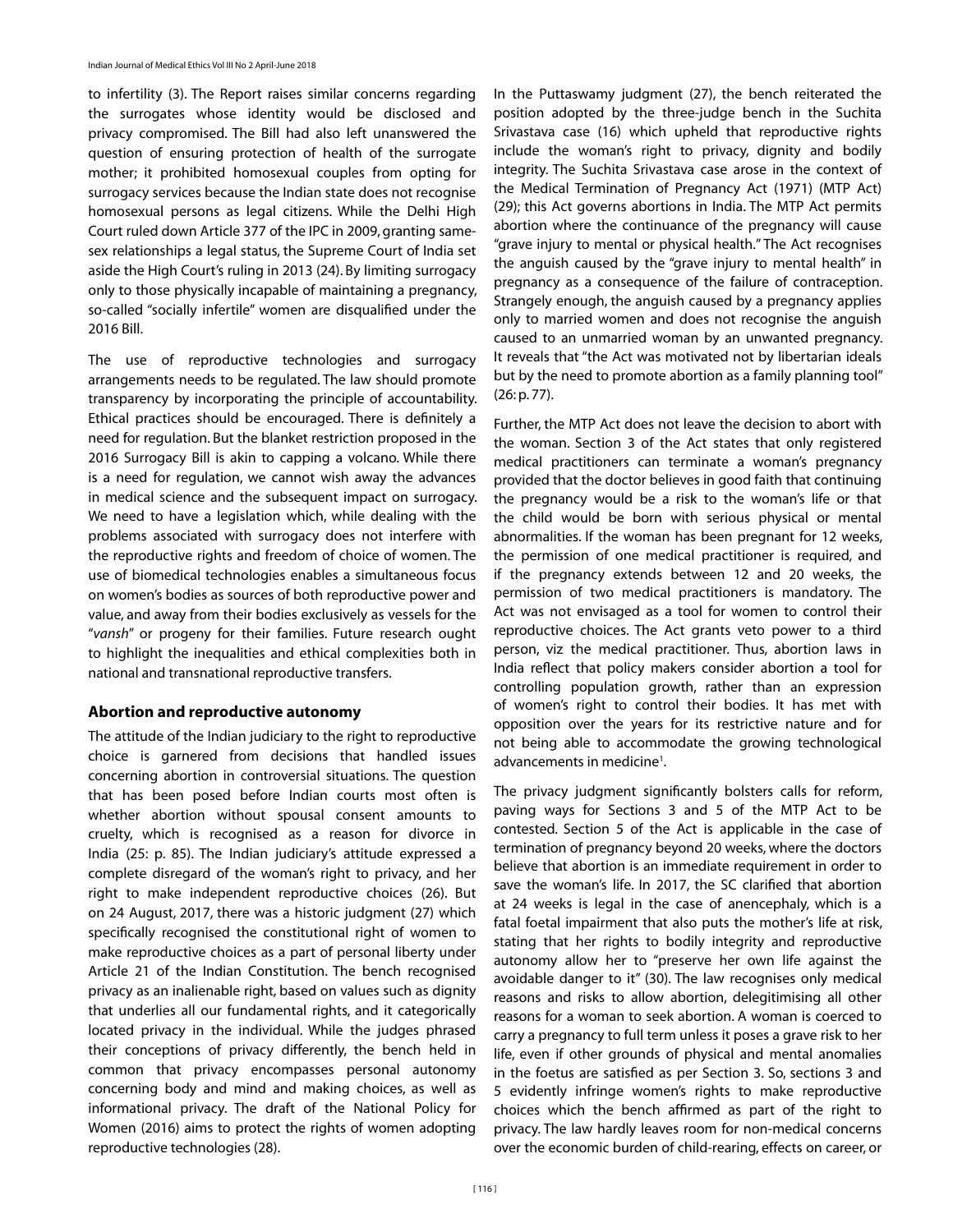to infertility (3). The Report raises similar concerns regarding the surrogates whose identity would be disclosed and privacy compromised. The Bill had also left unanswered the question of ensuring protection of health of the surrogate mother; it prohibited homosexual couples from opting for surrogacy services because the Indian state does not recognise homosexual persons as legal citizens. While the Delhi High Court ruled down Article 377 of the IPC in 2009, granting same-sex relationships a legal status, the Supreme Court of India set aside the High Court's ruling in 2013 (24). By limiting surrogacy only to those physically incapable of maintaining a pregnancy, so-called "socially infertile" women are disqualified under the 2016 Bill.

The use of reproductive technologies and surrogacy arrangements needs to be regulated. The law should promote transparency by incorporating the principle of accountability. Ethical practices should be encouraged. There is definitely a need for regulation. But the blanket restriction proposed in the 2016 Surrogacy Bill is akin to capping a volcano. While there is a need for regulation, we cannot wish away the advances in medical science and the subsequent impact on surrogacy. We need to have a legislation which, while dealing with the problems associated with surrogacy does not interfere with the reproductive rights and freedom of choice of women. The use of biomedical technologies enables a simultaneous focus on women's bodies as sources of both reproductive power and value, and away from their bodies exclusively as vessels for the "*vansh*" or progeny for their families. Future research ought to highlight the inequalities and ethical complexities both in national and transnational reproductive transfers.

## Abortion and reproductive autonomy

The attitude of the Indian judiciary to the right to reproductive choice is garnered from decisions that handled issues concerning abortion in controversial situations. The question that has been posed before Indian courts most often is whether abortion without spousal consent amounts to cruelty, which is recognised as a reason for divorce in India (25: p. 85). The Indian judiciary's attitude expressed a complete disregard of the woman's right to privacy, and her right to make independent reproductive choices (26). But on 24 August, 2017, there was a historic judgment (27) which specifically recognised the constitutional right of women to make reproductive choices as a part of personal liberty under Article 21 of the Indian Constitution. The bench recognised privacy as an inalienable right, based on values such as dignity that underlies all our fundamental rights, and it categorically located privacy in the individual. While the judges phrased their conceptions of privacy differently, the bench held in common that privacy encompasses personal autonomy concerning body and mind and making choices, as well as informational privacy. The draft of the National Policy for Women (2016) aims to protect the rights of women adopting reproductive technologies (28).

In the Puttaswamy judgment (27), the bench reiterated the position adopted by the three-judge bench in the Suchita Srivastava case (16) which upheld that reproductive rights include the woman's right to privacy, dignity and bodily integrity. The Suchita Srivastava case arose in the context of the Medical Termination of Pregnancy Act (1971) (MTP Act) (29); this Act governs abortions in India. The MTP Act permits abortion where the continuance of the pregnancy will cause "grave injury to mental or physical health." The Act recognises the anguish caused by the "grave injury to mental health" in pregnancy as a consequence of the failure of contraception. Strangely enough, the anguish caused by a pregnancy applies only to married women and does not recognise the anguish caused to an unmarried woman by an unwanted pregnancy. It reveals that "the Act was motivated not by libertarian ideals but by the need to promote abortion as a family planning tool" (26: p. 77).

Further, the MTP Act does not leave the decision to abort with the woman. Section 3 of the Act states that only registered medical practitioners can terminate a woman's pregnancy provided that the doctor believes in good faith that continuing the pregnancy would be a risk to the woman's life or that the child would be born with serious physical or mental abnormalities. If the woman has been pregnant for 12 weeks, the permission of one medical practitioner is required, and if the pregnancy extends between 12 and 20 weeks, the permission of two medical practitioners is mandatory. The Act was not envisaged as a tool for women to control their reproductive choices. The Act grants veto power to a third person, viz the medical practitioner. Thus, abortion laws in India reflect that policy makers consider abortion a tool for controlling population growth, rather than an expression of women's right to control their bodies. It has met with opposition over the years for its restrictive nature and for not being able to accommodate the growing technological advancements in medicine[1].

The privacy judgment significantly bolsters calls for reform, paving ways for Sections 3 and 5 of the MTP Act to be contested. Section 5 of the Act is applicable in the case of termination of pregnancy beyond 20 weeks, where the doctors believe that abortion is an immediate requirement in order to save the woman's life. In 2017, the SC clarified that abortion at 24 weeks is legal in the case of anencephaly, which is a fatal foetal impairment that also puts the mother's life at risk, stating that her rights to bodily integrity and reproductive autonomy allow her to "preserve her own life against the avoidable danger to it" (30). The law recognises only medical reasons and risks to allow abortion, delegitimising all other reasons for a woman to seek abortion. A woman is coerced to carry a pregnancy to full term unless it poses a grave risk to her life, even if other grounds of physical and mental anomalies in the foetus are satisfied as per Section 3. So, sections 3 and 5 evidently infringe women's rights to make reproductive choices which the bench affirmed as part of the right to privacy. The law hardly leaves room for non-medical concerns over the economic burden of child-rearing, effects on career, or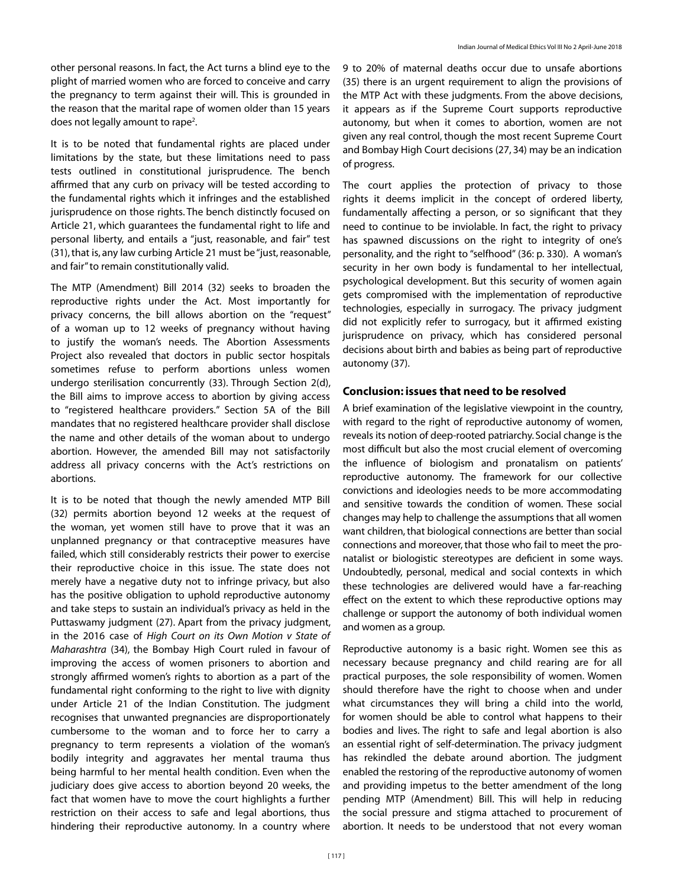other personal reasons. In fact, the Act turns a blind eye to the plight of married women who are forced to conceive and carry the pregnancy to term against their will. This is grounded in the reason that the marital rape of women older than 15 years does not legally amount to rape[2].

It is to be noted that fundamental rights are placed under limitations by the state, but these limitations need to pass tests outlined in constitutional jurisprudence. The bench affirmed that any curb on privacy will be tested according to the fundamental rights which it infringes and the established jurisprudence on those rights. The bench distinctly focused on Article 21, which guarantees the fundamental right to life and personal liberty, and entails a "just, reasonable, and fair" test (31), that is, any law curbing Article 21 must be "just, reasonable, and fair" to remain constitutionally valid.

The MTP (Amendment) Bill 2014 (32) seeks to broaden the reproductive rights under the Act. Most importantly for privacy concerns, the bill allows abortion on the "request" of a woman up to 12 weeks of pregnancy without having to justify the woman's needs. The Abortion Assessments Project also revealed that doctors in public sector hospitals sometimes refuse to perform abortions unless women undergo sterilisation concurrently (33). Through Section 2(d), the Bill aims to improve access to abortion by giving access to "registered healthcare providers." Section 5A of the Bill mandates that no registered healthcare provider shall disclose the name and other details of the woman about to undergo abortion. However, the amended Bill may not satisfactorily address all privacy concerns with the Act's restrictions on abortions.

It is to be noted that though the newly amended MTP Bill (32) permits abortion beyond 12 weeks at the request of the woman, yet women still have to prove that it was an unplanned pregnancy or that contraceptive measures have failed, which still considerably restricts their power to exercise their reproductive choice in this issue. The state does not merely have a negative duty not to infringe privacy, but also has the positive obligation to uphold reproductive autonomy and take steps to sustain an individual's privacy as held in the Puttaswamy judgment (27). Apart from the privacy judgment, in the 2016 case of *High Court on its Own Motion v State of Maharashtra* (34), the Bombay High Court ruled in favour of improving the access of women prisoners to abortion and strongly affirmed women's rights to abortion as a part of the fundamental right conforming to the right to live with dignity under Article 21 of the Indian Constitution. The judgment recognises that unwanted pregnancies are disproportionately cumbersome to the woman and to force her to carry a pregnancy to term represents a violation of the woman's bodily integrity and aggravates her mental trauma thus being harmful to her mental health condition. Even when the judiciary does give access to abortion beyond 20 weeks, the fact that women have to move the court highlights a further restriction on their access to safe and legal abortions, thus hindering their reproductive autonomy. In a country where 9 to 20% of maternal deaths occur due to unsafe abortions (35) there is an urgent requirement to align the provisions of the MTP Act with these judgments. From the above decisions, it appears as if the Supreme Court supports reproductive autonomy, but when it comes to abortion, women are not given any real control, though the most recent Supreme Court and Bombay High Court decisions (27, 34) may be an indication of progress.

The court applies the protection of privacy to those rights it deems implicit in the concept of ordered liberty, fundamentally affecting a person, or so significant that they need to continue to be inviolable. In fact, the right to privacy has spawned discussions on the right to integrity of one's personality, and the right to "selfhood" (36: p. 330). A woman's security in her own body is fundamental to her intellectual, psychological development. But this security of women again gets compromised with the implementation of reproductive technologies, especially in surrogacy. The privacy judgment did not explicitly refer to surrogacy, but it affirmed existing jurisprudence on privacy, which has considered personal decisions about birth and babies as being part of reproductive autonomy (37).

## Conclusion: issues that need to be resolved

A brief examination of the legislative viewpoint in the country, with regard to the right of reproductive autonomy of women, reveals its notion of deep-rooted patriarchy. Social change is the most difficult but also the most crucial element of overcoming the influence of biologism and pronatalism on patients' reproductive autonomy. The framework for our collective convictions and ideologies needs to be more accommodating and sensitive towards the condition of women. These social changes may help to challenge the assumptions that all women want children, that biological connections are better than social connections and moreover, that those who fail to meet the pro-natalist or biologistic stereotypes are deficient in some ways. Undoubtedly, personal, medical and social contexts in which these technologies are delivered would have a far-reaching effect on the extent to which these reproductive options may challenge or support the autonomy of both individual women and women as a group.

Reproductive autonomy is a basic right. Women see this as necessary because pregnancy and child rearing are for all practical purposes, the sole responsibility of women. Women should therefore have the right to choose when and under what circumstances they will bring a child into the world, for women should be able to control what happens to their bodies and lives. The right to safe and legal abortion is also an essential right of self-determination. The privacy judgment has rekindled the debate around abortion. The judgment enabled the restoring of the reproductive autonomy of women and providing impetus to the better amendment of the long pending MTP (Amendment) Bill. This will help in reducing the social pressure and stigma attached to procurement of abortion. It needs to be understood that not every woman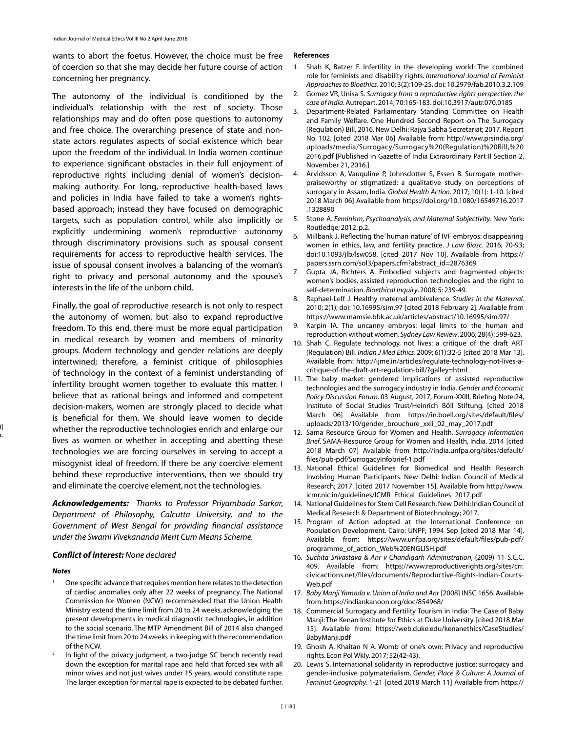wants to abort the foetus. However, the choice must be free of coercion so that she may decide her future course of action concerning her pregnancy.

The autonomy of the individual is conditioned by the individual's relationship with the rest of society. Those relationships may and do often pose questions to autonomy and free choice. The overarching presence of state and non-state actors regulates aspects of social existence which bear upon the freedom of the individual. In India women continue to experience significant obstacles in their full enjoyment of reproductive rights including denial of women's decision-making authority. For long, reproductive health-based laws and policies in India have failed to take a women's rights-based approach; instead they have focused on demographic targets, such as population control, while also implicitly or explicitly undermining women's reproductive autonomy through discriminatory provisions such as spousal consent requirements for access to reproductive health services. The issue of spousal consent involves a balancing of the woman's right to privacy and personal autonomy and the spouse's interests in the life of the unborn child.

Finally, the goal of reproductive research is not only to respect the autonomy of women, but also to expand reproductive freedom. To this end, there must be more equal participation in medical research by women and members of minority groups. Modern technology and gender relations are deeply intertwined; therefore, a feminist critique of philosophies of technology in the context of a feminist understanding of infertility brought women together to evaluate this matter. I believe that as rational beings and informed and competent decision-makers, women are strongly placed to decide what is beneficial for them. We should leave women to decide whether the reproductive technologies enrich and enlarge our lives as women or whether in accepting and abetting these technologies we are forcing ourselves in serving to accept a misogynist ideal of freedom. If there be any coercive element behind these reproductive interventions, then we should try and eliminate the coercive element, not the technologies.

***Acknowledgements:*** *Thanks to Professor Priyambada Sarkar, Department of Philosophy, Calcutta University, and to the Government of West Bengal for providing financial assistance under the Swami Vivekananda Merit Cum Means Scheme.*

***Conflict of interest:*** *None declared*

***Notes***

[1] One specific advance that requires mention here relates to the detection of cardiac anomalies only after 22 weeks of pregnancy. The National Commission for Women (NCW) recommended that the Union Health Ministry extend the time limit from 20 to 24 weeks, acknowledging the present developments in medical diagnostic technologies, in addition to the social scenario. The MTP Amendment Bill of 2014 also changed the time limit from 20 to 24 weeks in keeping with the recommendation of the NCW.

[2] In light of the privacy judgment, a two-judge SC bench recently read down the exception for marital rape and held that forced sex with all minor wives and not just wives under 15 years, would constitute rape. The larger exception for marital rape is expected to be debated further.

**References**

1. Shah K, Batzer F. Infertility in the developing world: The combined role for feminists and disability rights. *International Journal of Feminist Approaches to Bioethics*. 2010; 3(2):109-25. doi: 10.2979/fab.2010.3.2.109
2. Gomez VR, Unisa S. *Surrogacy from a reproductive rights perspective: the case of India*. Autrepart. 2014; 70:165-183. doi:10.3917/autr.070.0185
3. Department-Related Parliamentary Standing Committee on Health and Family Welfare. One Hundred Second Report on The Surrogacy (Regulation) Bill, 2016. New Delhi: Rajya Sabha Secretariat; 2017. Report No. 102. [cited 2018 Mar 06] Available from: http://www.prsindia.org/uploads/media/Surrogacy/Surrogacy%20(Regulation)%20Bill,%202016.pdf [Published in Gazette of India Extraordinary Part II Section 2, November 21, 2016.]
4. Arvidsson A, Vauquline P, Johnsdotter S, Essen B. Surrogate mother-praiseworthy or stigmatized: a qualitative study on perceptions of surrogacy in Assam, India. *Global Health Action*. 2017; 10(1): 1-10. [cited 2018 March 06] Available from https://doi.org/10.1080/16549716.2017.1328890
5. Stone A. *Feminism, Psychoanalysis, and Maternal Subjectivity*. New York: Routledge; 2012. p.2.
6. Millbank J. Reflecting the 'human nature' of IVF embryos: disappearing women in ethics, law, and fertility practice. *J Law Biosc*. 2016; 70-93; doi:10.1093/jlb/lsw058. [cited 2017 Nov 10]. Available from https://papers.ssrn.com/sol3/papers.cfm?abstract_id=2876369
7. Gupta JA, Richters A. Embodied subjects and fragmented objects: women's bodies, assisted reproduction technologies and the right to self-determination. *Bioethical Inquiry*. 2008; 5: 239-49.
8. Raphael-Leff J. Healthy maternal ambivalence. *Studies in the Maternal*. 2010; 2(1); doi: 10.16995/sim.97 [cited 2018 February 2]. Available from https://www.mamsie.bbk.ac.uk/articles/abstract/10.16995/sim.97/
9. Karpin IA. The uncanny embryos: legal limits to the human and reproduction without women. *Sydney Law Review*. 2006; 28(4): 599-623.
10. Shah C. Regulate technology, not lives: a critique of the draft ART (Regulation) Bill. *Indian J Med Ethics*. 2009; 6(1):32-5 [cited 2018 Mar 13]. Available from: http://ijme.in/articles/regulate-technology-not-lives-a-critique-of-the-draft-art-regulation-bill/?galley=html
11. The baby market: gendered implications of assisted reproductive technologies and the surrogacy industry in India. *Gender and Economic Policy Discussion Forum*. 03 August, 2017, Forum-XXIII, Briefing Note:24, Institute of Social Studies Trust/Heinrich Böll Stiftung. [cited 2018 March 06] Available from https://in.boell.org/sites/default/files/uploads/2013/10/gender_brouchure_xxii_02_may_2017.pdf
12. Sama Resource Group for Women and Health. *Surrogacy Information Brief*. SAMA-Resource Group for Women and Health, India. 2014 [cited 2018 March 07] Available from http://india.unfpa.org/sites/default/files/pub-pdf/SurrogacyInfobrief-1.pdf
13. National Ethical Guidelines for Biomedical and Health Research Involving Human Participants. New Delhi: Indian Council of Medical Research; 2017. [cited 2017 November 15]. Available from http://www.icmr.nic.in/guidelines/ICMR_Ethical_Guidelines_2017.pdf
14. National Guidelines for Stem Cell Research. New Delhi: Indian Council of Medical Research & Department of Biotechnology; 2017.
15. Program of Action adopted at the International Conference on Population Development. Cairo: UNPF; 1994 Sep [cited 2018 Mar 14]. Available from: https://www.unfpa.org/sites/default/files/pub-pdf/programme_of_action_Web%20ENGLISH.pdf
16. *Suchita Srivastava & Anr v Chandigarh Administration*, (2009) 11 S.C.C. 409. Available from: https://www.reproductiverights.org/sites/crr.civicactions.net/files/documents/Reproductive-Rights-Indian-Courts-Web.pdf
17. *Baby Manji Yamada v. Union of India and Anr* [2008] INSC 1656. Available from: https://indiankanoon.org/doc/854968/
18. Commercial Surrogacy and Fertility Tourism in India: The Case of Baby Manji: The Kenan Institute for Ethics at Duke University. [cited 2018 Mar 15]. Available from: https://web.duke.edu/kenanethics/CaseStudies/BabyManji.pdf
19. Ghosh A, Khaitan N A. Womb of one's own: Privacy and reproductive rights. Econ Pol Wkly. 2017; 52(42-43).
20. Lewis S. International solidarity in reproductive justice: surrogacy and gender-inclusive polymaterialism. *Gender, Place & Culture: A Journal of Feminist Geography*. 1-21 [cited 2018 March 11] Available from https://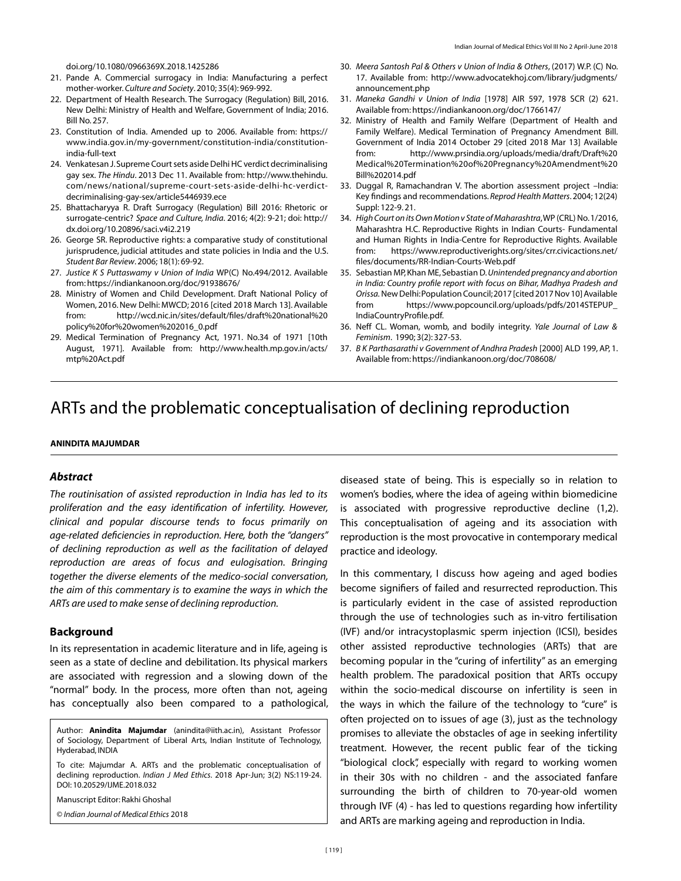doi.org/10.1080/0966369X.2018.1425286

21. Pande A. Commercial surrogacy in India: Manufacturing a perfect mother-worker. *Culture and Society*. 2010; 35(4): 969-992.
22. Department of Health Research. The Surrogacy (Regulation) Bill, 2016. New Delhi: Ministry of Health and Welfare, Government of India; 2016. Bill No. 257.
23. Constitution of India. Amended up to 2006. Available from: https://www.india.gov.in/my-government/constitution-india/constitution-india-full-text
24. Venkatesan J. Supreme Court sets aside Delhi HC verdict decriminalising gay sex. *The Hindu*. 2013 Dec 11. Available from: http://www.thehindu.com/news/national/supreme-court-sets-aside-delhi-hc-verdict-decriminalising-gay-sex/article5446939.ece
25. Bhattacharyya R. Draft Surrogacy (Regulation) Bill 2016: Rhetoric or surrogate-centric? *Space and Culture, India*. 2016; 4(2): 9-21; doi: http://dx.doi.org/10.20896/saci.v4i2.219
26. George SR. Reproductive rights: a comparative study of constitutional jurisprudence, judicial attitudes and state policies in India and the U.S. *Student Bar Review*. 2006; 18(1): 69-92.
27. *Justice K S Puttaswamy v Union of India* WP(C) No.494/2012. Available from: https://indiankanoon.org/doc/91938676/
28. Ministry of Women and Child Development. Draft National Policy of Women, 2016. New Delhi: MWCD; 2016 [cited 2018 March 13]. Available from: http://wcd.nic.in/sites/default/files/draft%20national%20policy%20for%20women%202016_0.pdf
29. Medical Termination of Pregnancy Act, 1971. No.34 of 1971 [10th August, 1971]. Available from: http://www.health.mp.gov.in/acts/mtp%20Act.pdf
30. *Meera Santosh Pal & Others v Union of India & Others*, (2017) W.P. (C) No. 17. Available from: http://www.advocatekhoj.com/library/judgments/announcement.php
31. *Maneka Gandhi v Union of India* [1978] AIR 597, 1978 SCR (2) 621. Available from: https://indiankanoon.org/doc/1766147/
32. Ministry of Health and Family Welfare (Department of Health and Family Welfare). Medical Termination of Pregnancy Amendment Bill. Government of India 2014 October 29 [cited 2018 Mar 13] Available from: http://www.prsindia.org/uploads/media/draft/Draft%20Medical%20Termination%20of%20Pregnancy%20Amendment%20Bill%202014.pdf
33. Duggal R, Ramachandran V. The abortion assessment project –India: Key findings and recommendations. *Reprod Health Matters*. 2004; 12(24) Suppl: 122-9. 21.
34. *High Court on its Own Motion v State of Maharashtra*, WP (CRL) No. 1/2016, Maharashtra H.C. Reproductive Rights in Indian Courts- Fundamental and Human Rights in India-Centre for Reproductive Rights. Available from: https://www.reproductiverights.org/sites/crr.civicactions.net/files/documents/RR-Indian-Courts-Web.pdf
35. Sebastian MP, Khan ME, Sebastian D. *Unintended pregnancy and abortion in India: Country profile report with focus on Bihar, Madhya Pradesh and Orissa.* New Delhi: Population Council; 2017 [cited 2017 Nov 10] Available from https://www.popcouncil.org/uploads/pdfs/2014STEPUP_IndiaCountryProfile.pdf.
36. Neff CL. Woman, womb, and bodily integrity. *Yale Journal of Law & Feminism*. 1990; 3(2): 327-53.
37. *B K Parthasarathi v Government of Andhra Pradesh* [2000] ALD 199, AP, 1. Available from: https://indiankanoon.org/doc/708608/

# ARTs and the problematic conceptualisation of declining reproduction

**ANINDITA MAJUMDAR**

### *Abstract*

*The routinisation of assisted reproduction in India has led to its proliferation and the easy identification of infertility. However, clinical and popular discourse tends to focus primarily on age-related deficiencies in reproduction. Here, both the "dangers" of declining reproduction as well as the facilitation of delayed reproduction are areas of focus and eulogisation. Bringing together the diverse elements of the medico-social conversation, the aim of this commentary is to examine the ways in which the ARTs are used to make sense of declining reproduction.*

### Background

In its representation in academic literature and in life, ageing is seen as a state of decline and debilitation. Its physical markers are associated with regression and a slowing down of the "normal" body. In the process, more often than not, ageing has conceptually also been compared to a pathological, diseased state of being. This is especially so in relation to women's bodies, where the idea of ageing within biomedicine is associated with progressive reproductive decline (1,2). This conceptualisation of ageing and its association with reproduction is the most provocative in contemporary medical practice and ideology.

In this commentary, I discuss how ageing and aged bodies become signifiers of failed and resurrected reproduction. This is particularly evident in the case of assisted reproduction through the use of technologies such as in-vitro fertilisation (IVF) and/or intracystoplasmic sperm injection (ICSI), besides other assisted reproductive technologies (ARTs) that are becoming popular in the "curing of infertility" as an emerging health problem. The paradoxical position that ARTs occupy within the socio-medical discourse on infertility is seen in the ways in which the failure of the technology to "cure" is often projected on to issues of age (3), just as the technology promises to alleviate the obstacles of age in seeking infertility treatment. However, the recent public fear of the ticking "biological clock", especially with regard to working women in their 30s with no children - and the associated fanfare surrounding the birth of children to 70-year-old women through IVF (4) - has led to questions regarding how infertility and ARTs are marking ageing and reproduction in India.

---

Author: **Anindita Majumdar** (anindita@iith.ac.in), Assistant Professor of Sociology, Department of Liberal Arts, Indian Institute of Technology, Hyderabad, INDIA

To cite: Majumdar A. ARTs and the problematic conceptualisation of declining reproduction. *Indian J Med Ethics*. 2018 Apr-Jun; 3(2) NS:119-24. DOI: 10.20529/IJME.2018.032

Manuscript Editor: Rakhi Ghoshal

© *Indian Journal of Medical Ethics* 2018